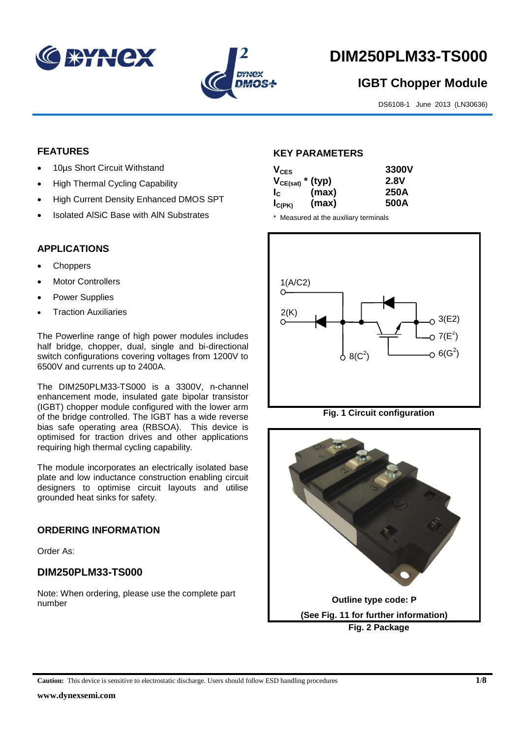# DIM250PLM33-TS000

## IGBT Chopper Module

DS6108-1 June 2013 (LN30636)

## FEATURES

- 10µs Short Circuit Withstand
- High Thermal Cycling Capability
- High Current Density Enhanced DMOS SPT
- Isolated AlSiC Base with AlN Substrates

## APPLICATIONS

- Choppers
- Motor Controllers
- Power Supplies
- Traction Auxiliaries

The Powerline range of high power modules includes half bridge, chopper, dual, single and bi-directional switch configurations covering voltages from 1200V to 6500V and currents up to 2400A.

The DIM250PLM33-TS000 is a 3300V, n-channel enhancement mode, insulated gate bipolar transistor (IGBT) chopper module configured with the lower arm of the bridge controlled. The IGBT has a wide reverse bias safe operating area (RBSOA). This device is optimised for traction drives and other applications requiring high thermal cycling capability.

The module incorporates an electrically isolated base plate and low inductance construction enabling circuit designers to optimise circuit layouts and utilise grounded heat sinks for safety.

## ORDERING INFORMATION

Order As:

### DIM250PLM33-TS000

Note: When ordering, please use the complete part number

## KEY PARAMETERS

| | | |
|---|---|---|
| $V_{CES}$ | | 3300V |
| $V_{CE(sat)}$ * | (typ) | 2.8V |
| $I_C$ | (max) | 250A |
| $I_{C(PK)}$ | (max) | 500A |

\* Measured at the auxiliary terminals

1(A/C2)
2(K)
3(E2)
7(E[2])
6(G[2])
8(C[2])

**Fig. 1 Circuit configuration**

**Outline type code: P**

**(See Fig. 11 for further information)**

**Fig. 2 Package**

**Caution:** This device is sensitive to electrostatic discharge. Users should follow ESD handling procedures

**www.dynexsemi.com**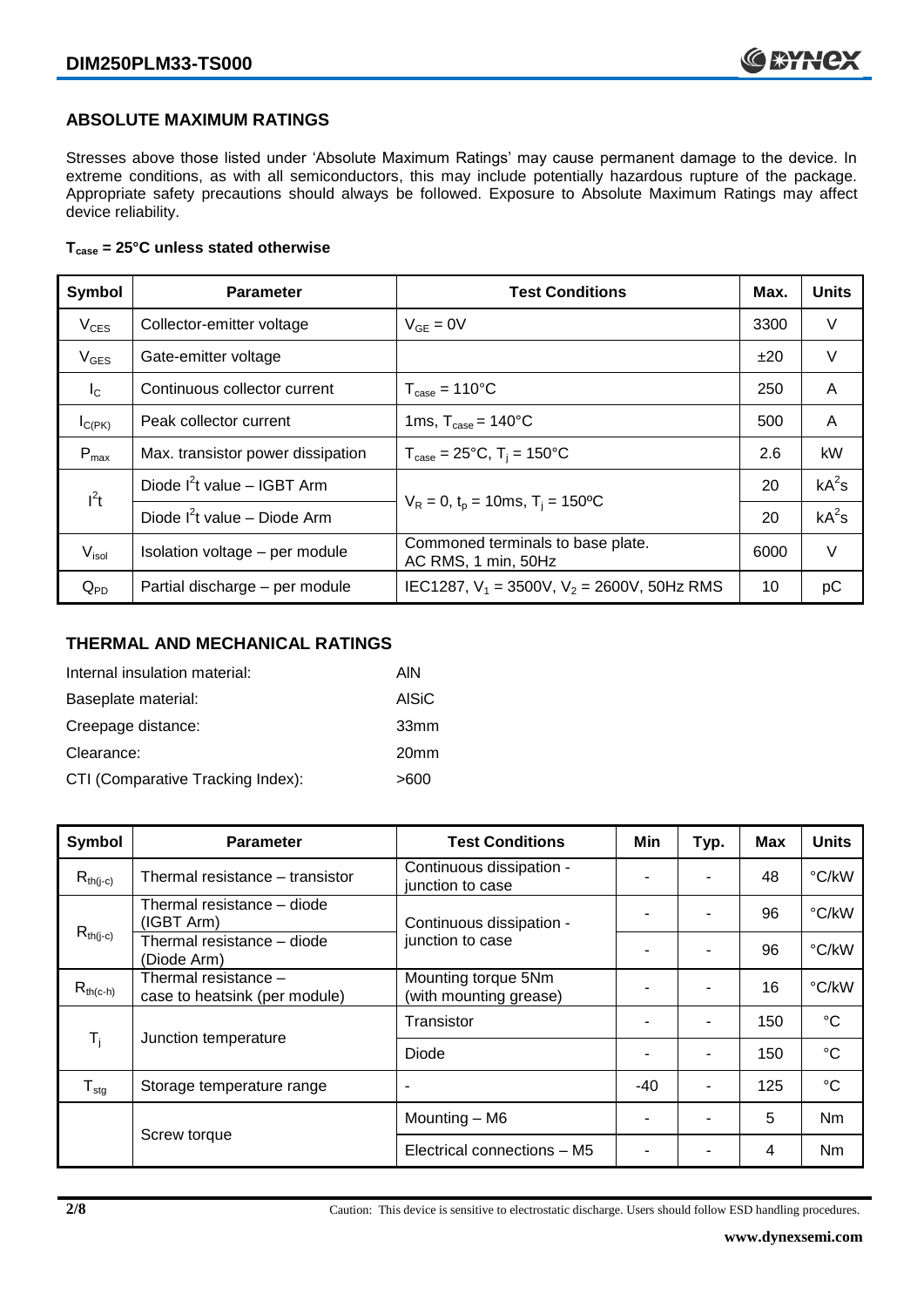## ABSOLUTE MAXIMUM RATINGS

Stresses above those listed under 'Absolute Maximum Ratings' may cause permanent damage to the device. In extreme conditions, as with all semiconductors, this may include potentially hazardous rupture of the package. Appropriate safety precautions should always be followed. Exposure to Absolute Maximum Ratings may affect device reliability.

**$T_{case}$ = 25°C unless stated otherwise**

| Symbol | Parameter | Test Conditions | Max. | Units |
|---|---|---|---|---|
| $V_{CES}$ | Collector-emitter voltage | $V_{GE}$ = 0V | 3300 | V |
| $V_{GES}$ | Gate-emitter voltage | | ±20 | V |
| $I_C$ | Continuous collector current | $T_{case}$ = 110°C | 250 | A |
| $I_{C(PK)}$ | Peak collector current | 1ms, $T_{case}$ = 140°C | 500 | A |
| $P_{max}$ | Max. transistor power dissipation | $T_{case}$ = 25°C, $T_j$ = 150°C | 2.6 | kW |
| $I^2t$ | Diode $I^2t$ value – IGBT Arm | $V_R$ = 0, $t_p$ = 10ms, $T_j$ = 150ºC | 20 | $kA^2s$ |
| | Diode $I^2t$ value – Diode Arm | | 20 | $kA^2s$ |
| $V_{isol}$ | Isolation voltage – per module | Commoned terminals to base plate. AC RMS, 1 min, 50Hz | 6000 | V |
| $Q_{PD}$ | Partial discharge – per module | IEC1287, $V_1$ = 3500V, $V_2$ = 2600V, 50Hz RMS | 10 | pC |

## THERMAL AND MECHANICAL RATINGS

Internal insulation material: AlN

Baseplate material: AlSiC

Creepage distance: 33mm

Clearance: 20mm

CTI (Comparative Tracking Index): >600

| Symbol | Parameter | Test Conditions | Min | Typ. | Max | Units |
|---|---|---|---|---|---|---|
| $R_{th(j-c)}$ | Thermal resistance – transistor | Continuous dissipation - junction to case | - | - | 48 | °C/kW |
| $R_{th(j-c)}$ | Thermal resistance – diode (IGBT Arm) | Continuous dissipation - junction to case | - | - | 96 | °C/kW |
| | Thermal resistance – diode (Diode Arm) | | - | - | 96 | °C/kW |
| $R_{th(c-h)}$ | Thermal resistance – case to heatsink (per module) | Mounting torque 5Nm (with mounting grease) | - | - | 16 | °C/kW |
| $T_j$ | Junction temperature | Transistor | - | - | 150 | °C |
| | | Diode | - | - | 150 | °C |
| $T_{stg}$ | Storage temperature range | - | -40 | - | 125 | °C |
| | Screw torque | Mounting – M6 | - | - | 5 | Nm |
| | | Electrical connections – M5 | - | - | 4 | Nm |

Caution: This device is sensitive to electrostatic discharge. Users should follow ESD handling procedures.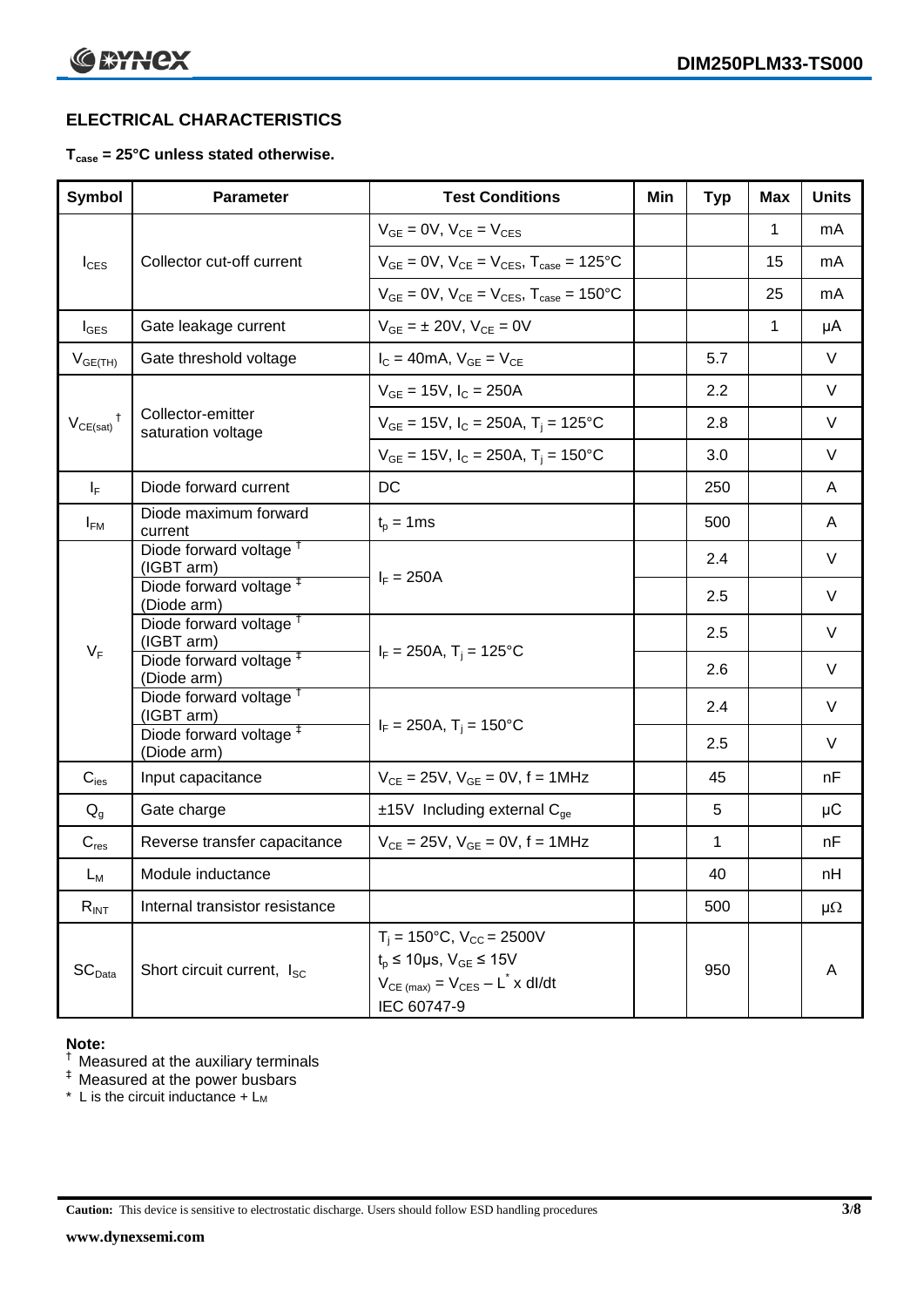## ELECTRICAL CHARACTERISTICS

**$T_{case}$ = 25°C unless stated otherwise.**

| Symbol | Parameter | Test Conditions | Min | Typ | Max | Units |
|---|---|---|---|---|---|---|
| $I_{CES}$ | Collector cut-off current | $V_{GE}$ = 0V, $V_{CE}$ = $V_{CES}$ | | | 1 | mA |
| | | $V_{GE}$ = 0V, $V_{CE}$ = $V_{CES}$, $T_{case}$ = 125°C | | | 15 | mA |
| | | $V_{GE}$ = 0V, $V_{CE}$ = $V_{CES}$, $T_{case}$ = 150°C | | | 25 | mA |
| $I_{GES}$ | Gate leakage current | $V_{GE}$ = ± 20V, $V_{CE}$ = 0V | | | 1 | μA |
| $V_{GE(TH)}$ | Gate threshold voltage | $I_C$ = 40mA, $V_{GE}$ = $V_{CE}$ | | 5.7 | | V |
| $V_{CE(sat)}$ † | Collector-emitter saturation voltage | $V_{GE}$ = 15V, $I_C$ = 250A | | 2.2 | | V |
| | | $V_{GE}$ = 15V, $I_C$ = 250A, $T_j$ = 125°C | | 2.8 | | V |
| | | $V_{GE}$ = 15V, $I_C$ = 250A, $T_j$ = 150°C | | 3.0 | | V |
| $I_F$ | Diode forward current | DC | | 250 | | A |
| $I_{FM}$ | Diode maximum forward current | $t_p$ = 1ms | | 500 | | A |
| $V_F$ | Diode forward voltage † (IGBT arm) | $I_F$ = 250A | | 2.4 | | V |
| | Diode forward voltage ‡ (Diode arm) | | | 2.5 | | V |
| | Diode forward voltage † (IGBT arm) | $I_F$ = 250A, $T_j$ = 125°C | | 2.5 | | V |
| | Diode forward voltage ‡ (Diode arm) | | | 2.6 | | V |
| | Diode forward voltage † (IGBT arm) | $I_F$ = 250A, $T_j$ = 150°C | | 2.4 | | V |
| | Diode forward voltage ‡ (Diode arm) | | | 2.5 | | V |
| $C_{ies}$ | Input capacitance | $V_{CE}$ = 25V, $V_{GE}$ = 0V, f = 1MHz | | 45 | | nF |
| $Q_g$ | Gate charge | ±15V Including external $C_{ge}$ | | 5 | | μC |
| $C_{res}$ | Reverse transfer capacitance | $V_{CE}$ = 25V, $V_{GE}$ = 0V, f = 1MHz | | 1 | | nF |
| $L_M$ | Module inductance | | | 40 | | nH |
| $R_{INT}$ | Internal transistor resistance | | | 500 | | μΩ |
| $SC_{Data}$ | Short circuit current, $I_{SC}$ | $T_j$ = 150°C, $V_{CC}$ = 2500V<br>$t_p$ ≤ 10μs, $V_{GE}$ ≤ 15V<br>$V_{CE\,(max)} = V_{CES} - L^{*} \times dI/dt$<br>IEC 60747-9 | | 950 | | A |

**Note:**

† Measured at the auxiliary terminals

‡ Measured at the power busbars

\* L is the circuit inductance + $L_M$

**Caution:** This device is sensitive to electrostatic discharge. Users should follow ESD handling procedures

**www.dynexsemi.com**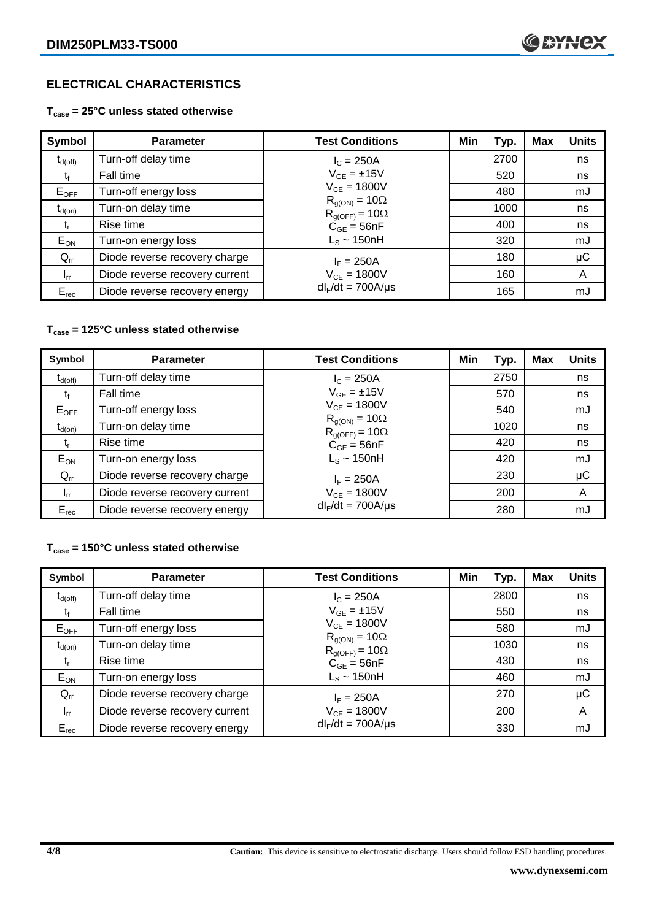## ELECTRICAL CHARACTERISTICS

**$T_{case}$ = 25°C unless stated otherwise**

| Symbol | Parameter | Test Conditions | Min | Typ. | Max | Units |
|---|---|---|---|---|---|---|
| $t_{d(off)}$ | Turn-off delay time | $I_C$ = 250A | | 2700 | | ns |
| $t_f$ | Fall time | $V_{GE}$ = ±15V | | 520 | | ns |
| $E_{OFF}$ | Turn-off energy loss | $V_{CE}$ = 1800V | | 480 | | mJ |
| $t_{d(on)}$ | Turn-on delay time | $R_{g(ON)}$ = 10Ω, $R_{g(OFF)}$ = 10Ω | | 1000 | | ns |
| $t_r$ | Rise time | $C_{GE}$ = 56nF | | 400 | | ns |
| $E_{ON}$ | Turn-on energy loss | $L_S$ ~ 150nH | | 320 | | mJ |
| $Q_{rr}$ | Diode reverse recovery charge | $I_F$ = 250A | | 180 | | µC |
| $I_{rr}$ | Diode reverse recovery current | $V_{CE}$ = 1800V | | 160 | | A |
| $E_{rec}$ | Diode reverse recovery energy | $dI_F/dt$ = 700A/µs | | 165 | | mJ |

**$T_{case}$ = 125°C unless stated otherwise**

| Symbol | Parameter | Test Conditions | Min | Typ. | Max | Units |
|---|---|---|---|---|---|---|
| $t_{d(off)}$ | Turn-off delay time | $I_C$ = 250A | | 2750 | | ns |
| $t_f$ | Fall time | $V_{GE}$ = ±15V | | 570 | | ns |
| $E_{OFF}$ | Turn-off energy loss | $V_{CE}$ = 1800V | | 540 | | mJ |
| $t_{d(on)}$ | Turn-on delay time | $R_{g(ON)}$ = 10Ω, $R_{g(OFF)}$ = 10Ω | | 1020 | | ns |
| $t_r$ | Rise time | $C_{GE}$ = 56nF | | 420 | | ns |
| $E_{ON}$ | Turn-on energy loss | $L_S$ ~ 150nH | | 420 | | mJ |
| $Q_{rr}$ | Diode reverse recovery charge | $I_F$ = 250A | | 230 | | µC |
| $I_{rr}$ | Diode reverse recovery current | $V_{CE}$ = 1800V | | 200 | | A |
| $E_{rec}$ | Diode reverse recovery energy | $dI_F/dt$ = 700A/µs | | 280 | | mJ |

**$T_{case}$ = 150°C unless stated otherwise**

| Symbol | Parameter | Test Conditions | Min | Typ. | Max | Units |
|---|---|---|---|---|---|---|
| $t_{d(off)}$ | Turn-off delay time | $I_C$ = 250A | | 2800 | | ns |
| $t_f$ | Fall time | $V_{GE}$ = ±15V | | 550 | | ns |
| $E_{OFF}$ | Turn-off energy loss | $V_{CE}$ = 1800V | | 580 | | mJ |
| $t_{d(on)}$ | Turn-on delay time | $R_{g(ON)}$ = 10Ω, $R_{g(OFF)}$ = 10Ω | | 1030 | | ns |
| $t_r$ | Rise time | $C_{GE}$ = 56nF | | 430 | | ns |
| $E_{ON}$ | Turn-on energy loss | $L_S$ ~ 150nH | | 460 | | mJ |
| $Q_{rr}$ | Diode reverse recovery charge | $I_F$ = 250A | | 270 | | µC |
| $I_{rr}$ | Diode reverse recovery current | $V_{CE}$ = 1800V | | 200 | | A |
| $E_{rec}$ | Diode reverse recovery energy | $dI_F/dt$ = 700A/µs | | 330 | | mJ |

**Caution:** This device is sensitive to electrostatic discharge. Users should follow ESD handling procedures.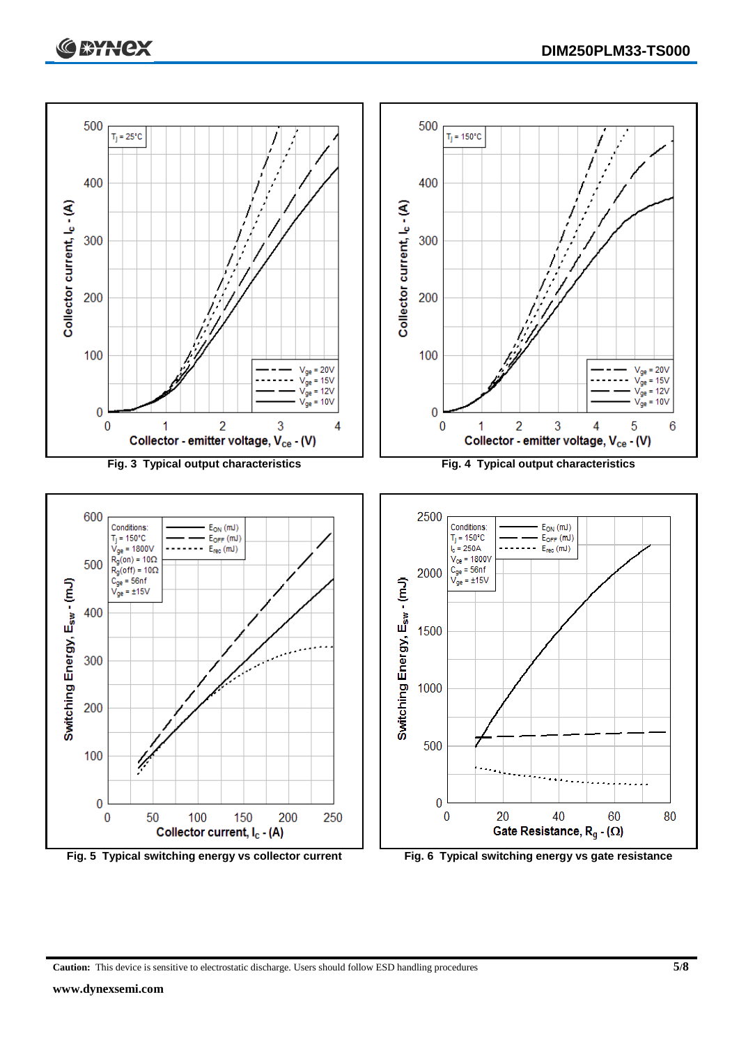Fig. 3 Typical output characteristics

Fig. 4 Typical output characteristics

Fig. 5 Typical switching energy vs collector current

Fig. 6 Typical switching energy vs gate resistance

**Caution:** This device is sensitive to electrostatic discharge. Users should follow ESD handling procedures

**www.dynexsemi.com**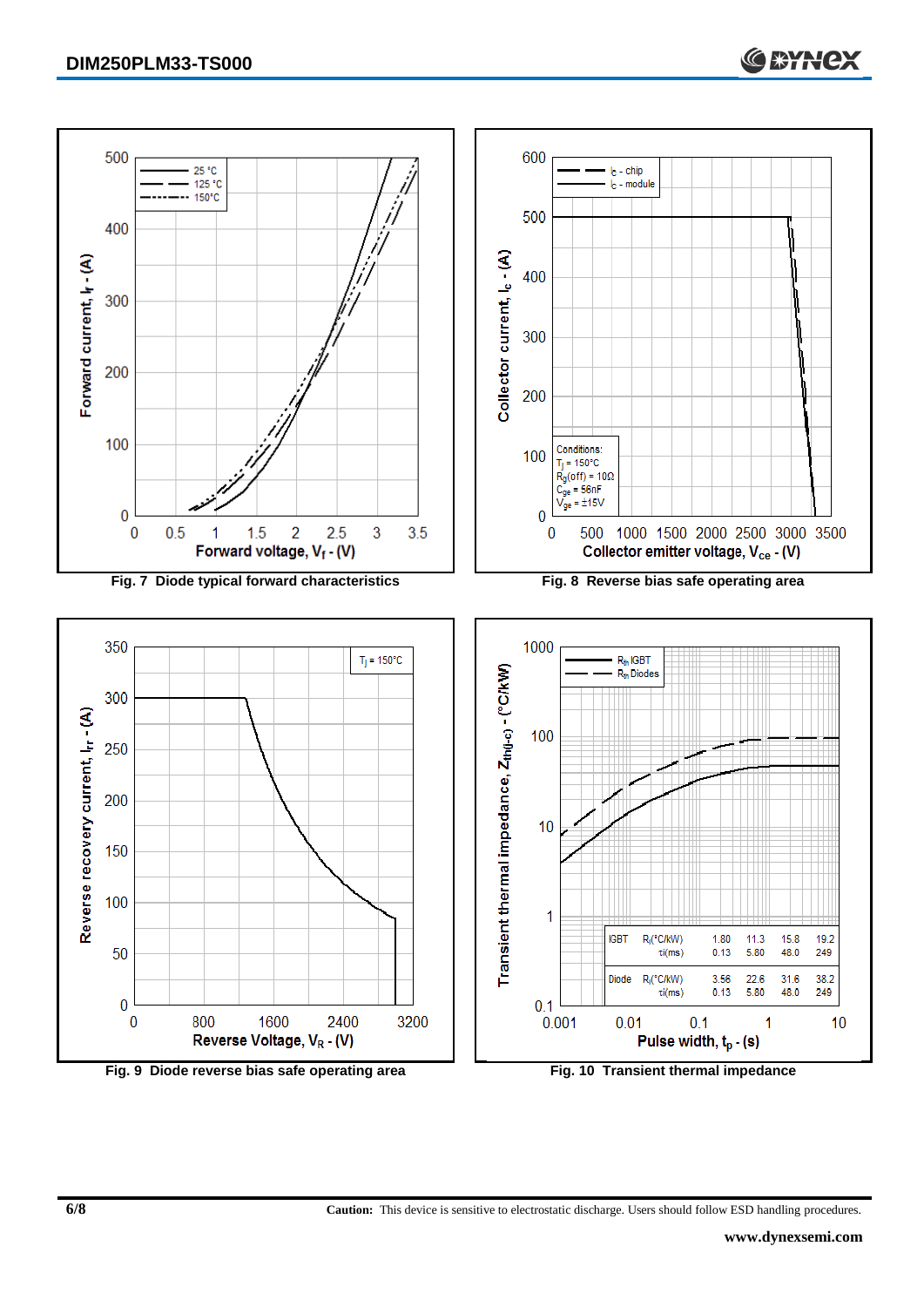Fig. 7 Diode typical forward characteristics

Fig. 8 Reverse bias safe operating area

Conditions:
$T_j$ = 150°C
$R_{g(off)}$ = 10Ω
$C_{ge}$ = 56nF
$V_{ge}$ = ±15V

Fig. 9 Diode reverse bias safe operating area

| | | | | | |
|---|---|---|---|---|---|
| IGBT | $R_i$(°C/kW) | 1.80 | 11.3 | 15.8 | 19.2 |
| | τi(ms) | 0.13 | 5.80 | 48.0 | 249 |
| Diode | $R_i$(°C/kW) | 3.56 | 22.6 | 31.6 | 38.2 |
| | τi(ms) | 0.13 | 5.80 | 48.0 | 249 |

Fig. 10 Transient thermal impedance

**Caution:** This device is sensitive to electrostatic discharge. Users should follow ESD handling procedures.

**www.dynexsemi.com**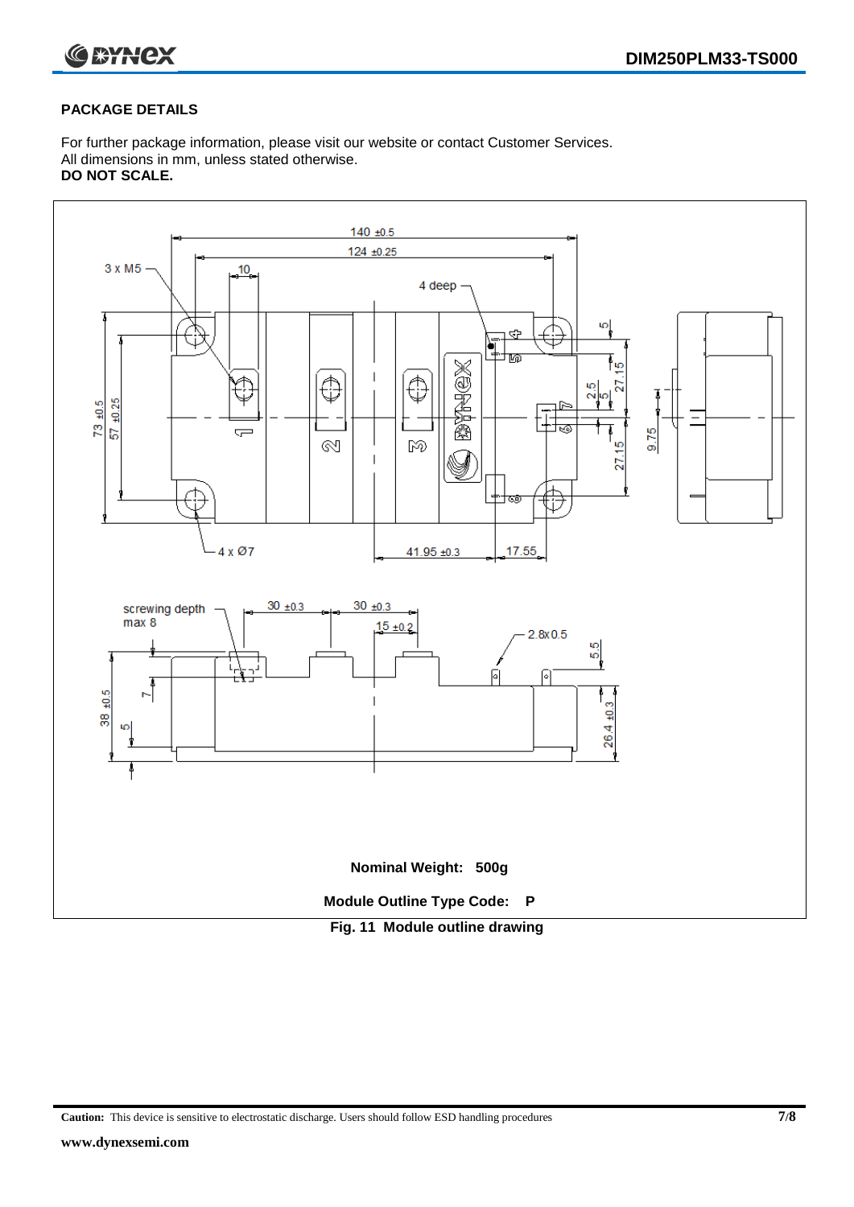## PACKAGE DETAILS

For further package information, please visit our website or contact Customer Services.
All dimensions in mm, unless stated otherwise.
**DO NOT SCALE.**

**Nominal Weight: 500g**

**Module Outline Type Code: P**

**Fig. 11 Module outline drawing**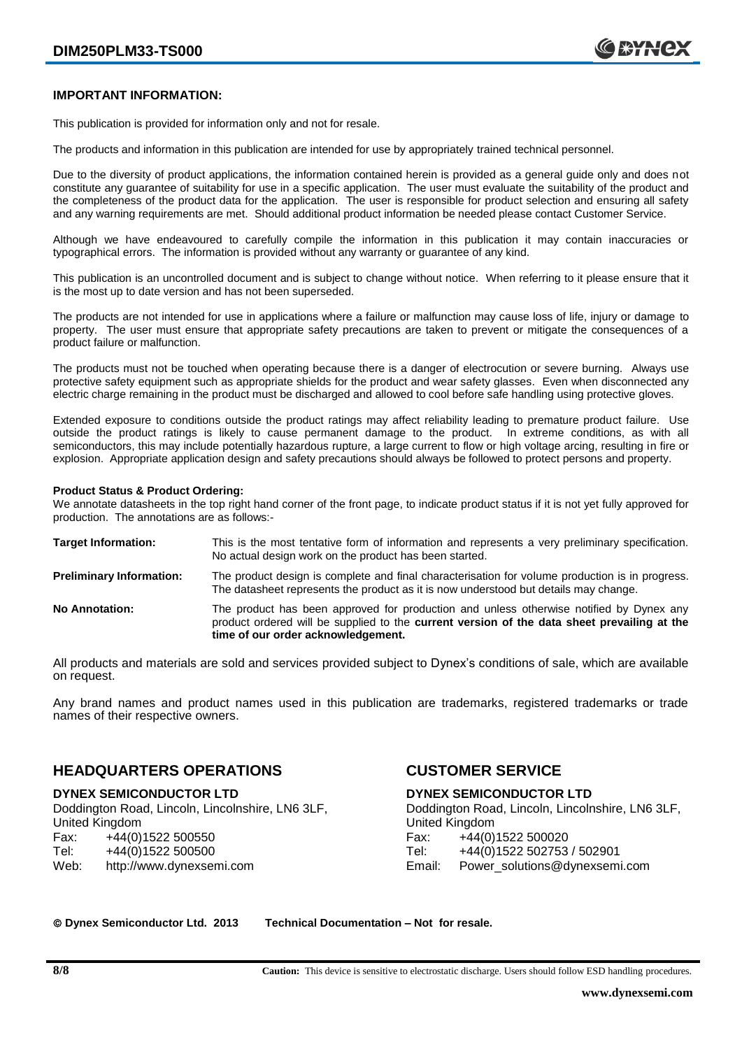## IMPORTANT INFORMATION:

This publication is provided for information only and not for resale.

The products and information in this publication are intended for use by appropriately trained technical personnel.

Due to the diversity of product applications, the information contained herein is provided as a general guide only and does not constitute any guarantee of suitability for use in a specific application. The user must evaluate the suitability of the product and the completeness of the product data for the application. The user is responsible for product selection and ensuring all safety and any warning requirements are met. Should additional product information be needed please contact Customer Service.

Although we have endeavoured to carefully compile the information in this publication it may contain inaccuracies or typographical errors. The information is provided without any warranty or guarantee of any kind.

This publication is an uncontrolled document and is subject to change without notice. When referring to it please ensure that it is the most up to date version and has not been superseded.

The products are not intended for use in applications where a failure or malfunction may cause loss of life, injury or damage to property. The user must ensure that appropriate safety precautions are taken to prevent or mitigate the consequences of a product failure or malfunction.

The products must not be touched when operating because there is a danger of electrocution or severe burning. Always use protective safety equipment such as appropriate shields for the product and wear safety glasses. Even when disconnected any electric charge remaining in the product must be discharged and allowed to cool before safe handling using protective gloves.

Extended exposure to conditions outside the product ratings may affect reliability leading to premature product failure. Use outside the product ratings is likely to cause permanent damage to the product. In extreme conditions, as with all semiconductors, this may include potentially hazardous rupture, a large current to flow or high voltage arcing, resulting in fire or explosion. Appropriate application design and safety precautions should always be followed to protect persons and property.

**Product Status & Product Ordering:**
We annotate datasheets in the top right hand corner of the front page, to indicate product status if it is not yet fully approved for production. The annotations are as follows:-

| | |
|---|---|
| **Target Information:** | This is the most tentative form of information and represents a very preliminary specification. No actual design work on the product has been started. |
| **Preliminary Information:** | The product design is complete and final characterisation for volume production is in progress. The datasheet represents the product as it is now understood but details may change. |
| **No Annotation:** | The product has been approved for production and unless otherwise notified by Dynex any product ordered will be supplied to the **current version of the data sheet prevailing at the time of our order acknowledgement.** |

All products and materials are sold and services provided subject to Dynex's conditions of sale, which are available on request.

Any brand names and product names used in this publication are trademarks, registered trademarks or trade names of their respective owners.

## HEADQUARTERS OPERATIONS

**DYNEX SEMICONDUCTOR LTD**
Doddington Road, Lincoln, Lincolnshire, LN6 3LF,
United Kingdom
Fax: +44(0)1522 500550
Tel: +44(0)1522 500500
Web: http://www.dynexsemi.com

## CUSTOMER SERVICE

**DYNEX SEMICONDUCTOR LTD**
Doddington Road, Lincoln, Lincolnshire, LN6 3LF,
United Kingdom
Fax: +44(0)1522 500020
Tel: +44(0)1522 502753 / 502901
Email: Power_solutions@dynexsemi.com

**© Dynex Semiconductor Ltd. 2013 Technical Documentation – Not for resale.**

**Caution:** This device is sensitive to electrostatic discharge. Users should follow ESD handling procedures.